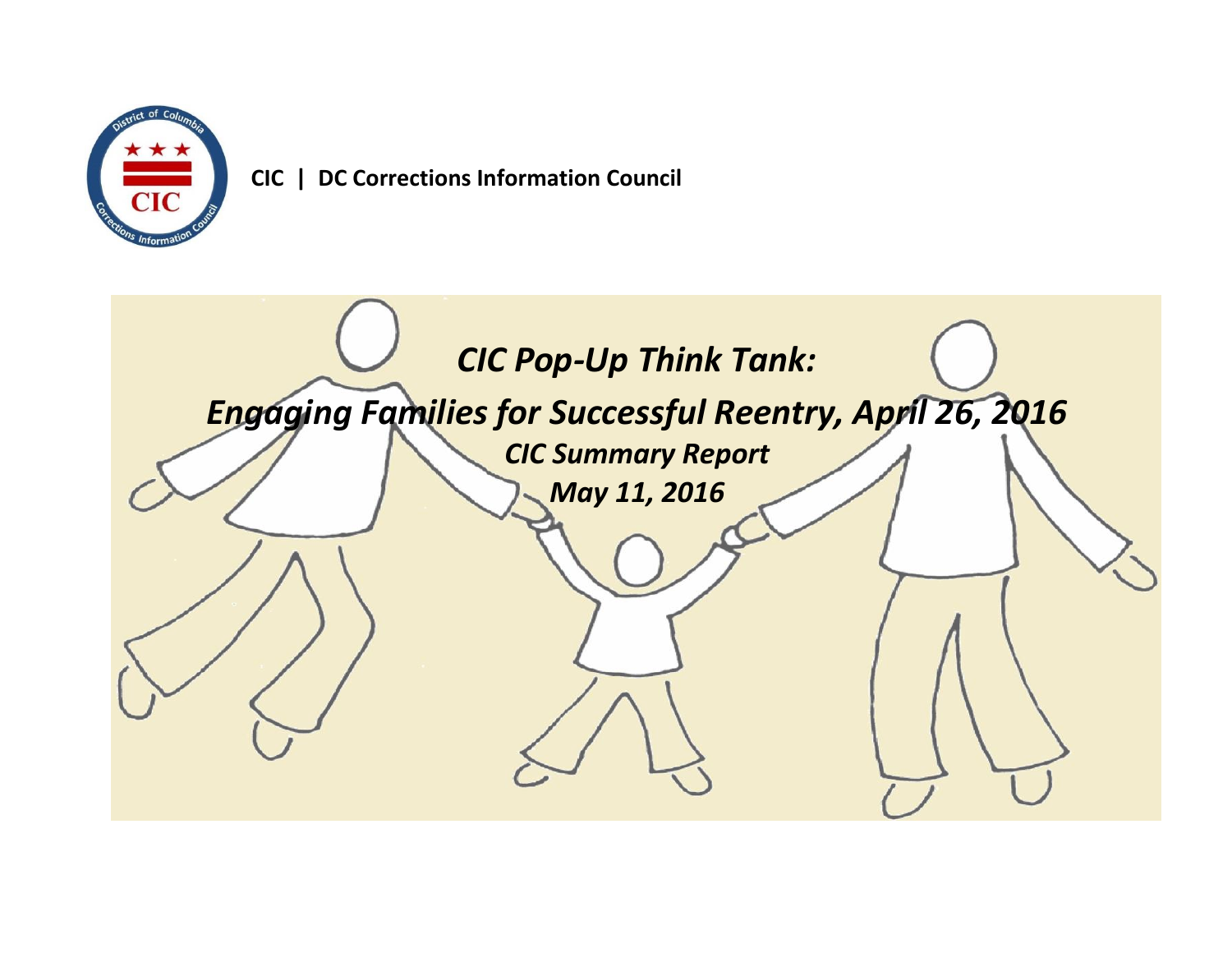**CIC | DC Corrections Information Council**

# *CIC Pop-Up Think Tank:*

# *Engaging Families for Successful Reentry, April 26, 2016*

***CIC Summary Report***

***May 11, 2016***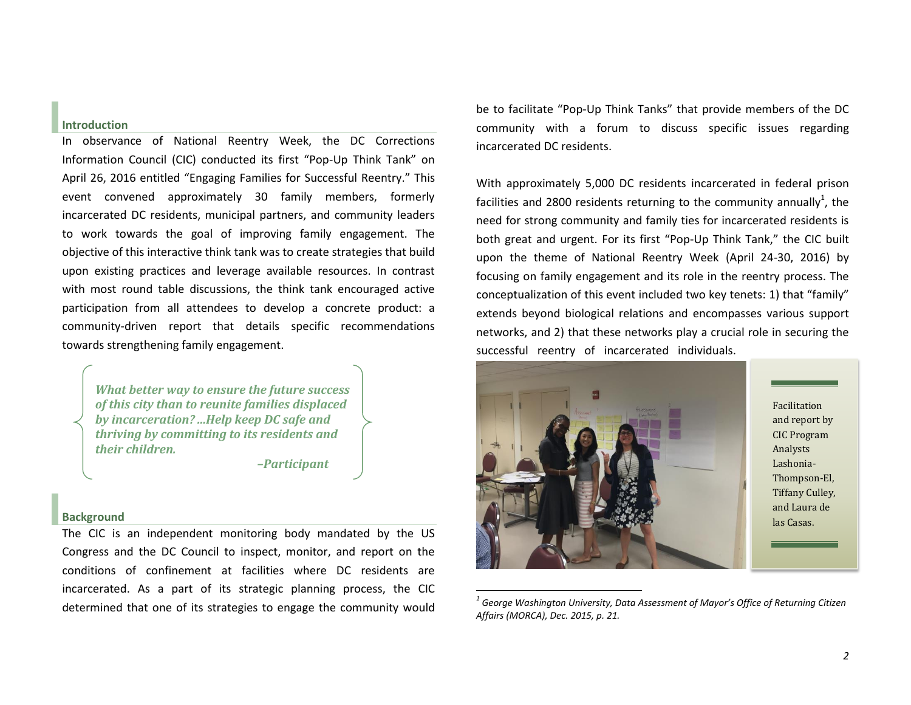## Introduction

In observance of National Reentry Week, the DC Corrections Information Council (CIC) conducted its first "Pop-Up Think Tank" on April 26, 2016 entitled "Engaging Families for Successful Reentry." This event convened approximately 30 family members, formerly incarcerated DC residents, municipal partners, and community leaders to work towards the goal of improving family engagement. The objective of this interactive think tank was to create strategies that build upon existing practices and leverage available resources. In contrast with most round table discussions, the think tank encouraged active participation from all attendees to develop a concrete product: a community-driven report that details specific recommendations towards strengthening family engagement.

> ***What better way to ensure the future success of this city than to reunite families displaced by incarceration? ...Help keep DC safe and thriving by committing to its residents and their children.***
>
> ***–Participant***

## Background

The CIC is an independent monitoring body mandated by the US Congress and the DC Council to inspect, monitor, and report on the conditions of confinement at facilities where DC residents are incarcerated. As a part of its strategic planning process, the CIC determined that one of its strategies to engage the community would be to facilitate "Pop-Up Think Tanks" that provide members of the DC community with a forum to discuss specific issues regarding incarcerated DC residents.

With approximately 5,000 DC residents incarcerated in federal prison facilities and 2800 residents returning to the community annually[1], the need for strong community and family ties for incarcerated residents is both great and urgent. For its first "Pop-Up Think Tank," the CIC built upon the theme of National Reentry Week (April 24-30, 2016) by focusing on family engagement and its role in the reentry process. The conceptualization of this event included two key tenets: 1) that "family" extends beyond biological relations and encompasses various support networks, and 2) that these networks play a crucial role in securing the successful reentry of incarcerated individuals.

Facilitation and report by CIC Program Analysts Lashonia-Thompson-El, Tiffany Culley, and Laura de las Casas.

---

[1] *George Washington University, Data Assessment of Mayor's Office of Returning Citizen Affairs (MORCA), Dec. 2015, p. 21.*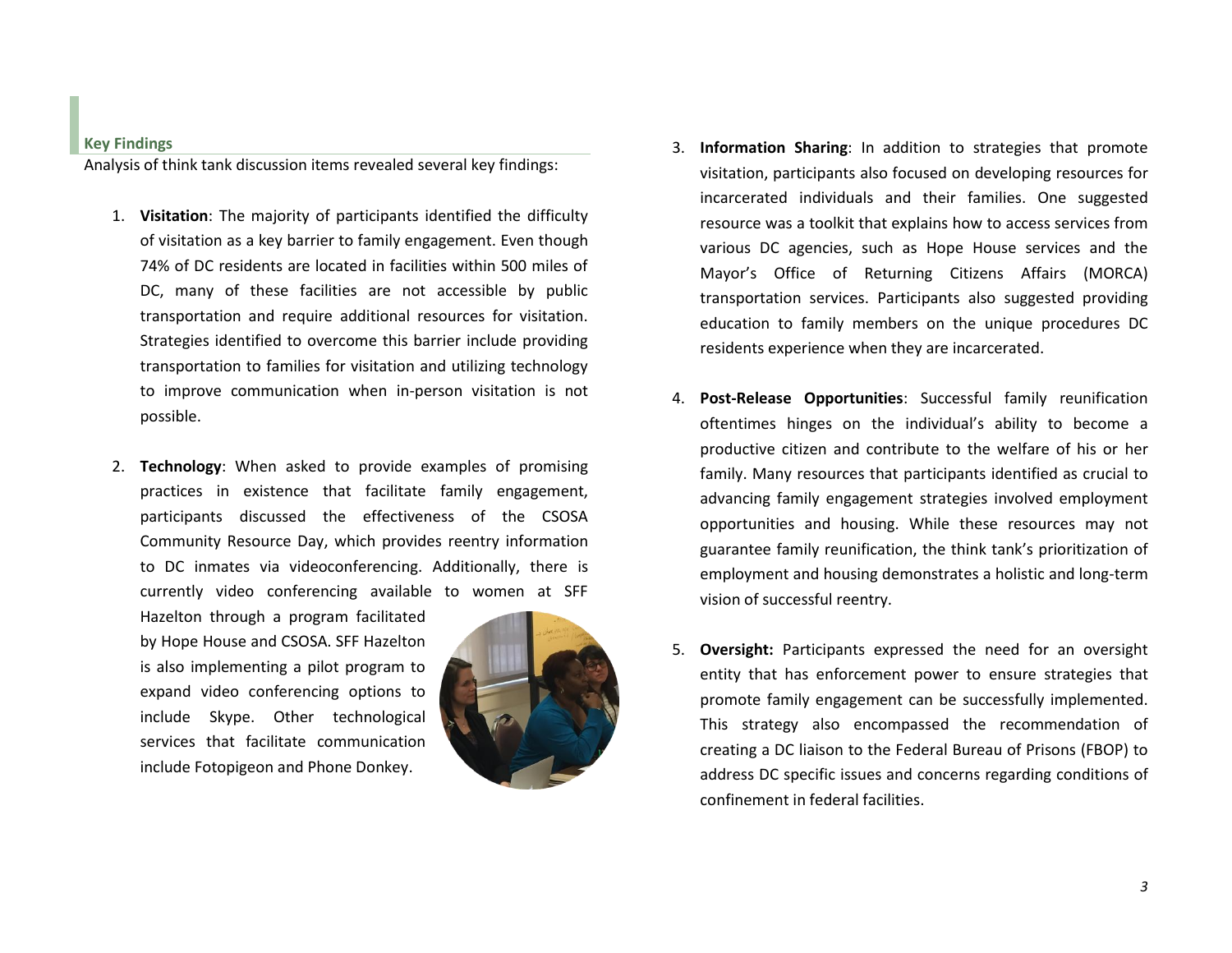## Key Findings

Analysis of think tank discussion items revealed several key findings:

1. **Visitation**: The majority of participants identified the difficulty of visitation as a key barrier to family engagement. Even though 74% of DC residents are located in facilities within 500 miles of DC, many of these facilities are not accessible by public transportation and require additional resources for visitation. Strategies identified to overcome this barrier include providing transportation to families for visitation and utilizing technology to improve communication when in-person visitation is not possible.

2. **Technology**: When asked to provide examples of promising practices in existence that facilitate family engagement, participants discussed the effectiveness of the CSOSA Community Resource Day, which provides reentry information to DC inmates via videoconferencing. Additionally, there is currently video conferencing available to women at SFF Hazelton through a program facilitated by Hope House and CSOSA. SFF Hazelton is also implementing a pilot program to expand video conferencing options to include Skype. Other technological services that facilitate communication include Fotopigeon and Phone Donkey.

3. **Information Sharing**: In addition to strategies that promote visitation, participants also focused on developing resources for incarcerated individuals and their families. One suggested resource was a toolkit that explains how to access services from various DC agencies, such as Hope House services and the Mayor's Office of Returning Citizens Affairs (MORCA) transportation services. Participants also suggested providing education to family members on the unique procedures DC residents experience when they are incarcerated.

4. **Post-Release Opportunities**: Successful family reunification oftentimes hinges on the individual's ability to become a productive citizen and contribute to the welfare of his or her family. Many resources that participants identified as crucial to advancing family engagement strategies involved employment opportunities and housing. While these resources may not guarantee family reunification, the think tank's prioritization of employment and housing demonstrates a holistic and long-term vision of successful reentry.

5. **Oversight:** Participants expressed the need for an oversight entity that has enforcement power to ensure strategies that promote family engagement can be successfully implemented. This strategy also encompassed the recommendation of creating a DC liaison to the Federal Bureau of Prisons (FBOP) to address DC specific issues and concerns regarding conditions of confinement in federal facilities.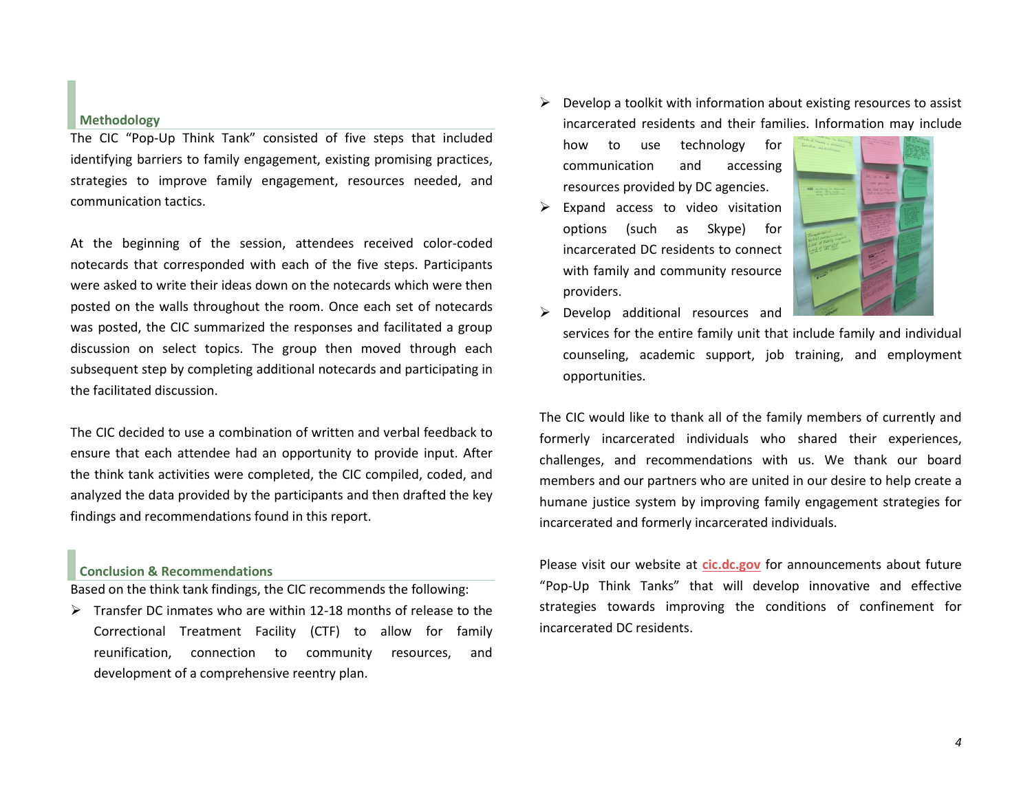## Methodology

The CIC "Pop-Up Think Tank" consisted of five steps that included identifying barriers to family engagement, existing promising practices, strategies to improve family engagement, resources needed, and communication tactics.

At the beginning of the session, attendees received color-coded notecards that corresponded with each of the five steps. Participants were asked to write their ideas down on the notecards which were then posted on the walls throughout the room. Once each set of notecards was posted, the CIC summarized the responses and facilitated a group discussion on select topics. The group then moved through each subsequent step by completing additional notecards and participating in the facilitated discussion.

The CIC decided to use a combination of written and verbal feedback to ensure that each attendee had an opportunity to provide input. After the think tank activities were completed, the CIC compiled, coded, and analyzed the data provided by the participants and then drafted the key findings and recommendations found in this report.

## Conclusion & Recommendations

Based on the think tank findings, the CIC recommends the following:

- Transfer DC inmates who are within 12-18 months of release to the Correctional Treatment Facility (CTF) to allow for family reunification, connection to community resources, and development of a comprehensive reentry plan.
- Develop a toolkit with information about existing resources to assist incarcerated residents and their families. Information may include how to use technology for communication and accessing resources provided by DC agencies.
- Expand access to video visitation options (such as Skype) for incarcerated DC residents to connect with family and community resource providers.
- Develop additional resources and services for the entire family unit that include family and individual counseling, academic support, job training, and employment opportunities.

The CIC would like to thank all of the family members of currently and formerly incarcerated individuals who shared their experiences, challenges, and recommendations with us. We thank our board members and our partners who are united in our desire to help create a humane justice system by improving family engagement strategies for incarcerated and formerly incarcerated individuals.

Please visit our website at **cic.dc.gov** for announcements about future "Pop-Up Think Tanks" that will develop innovative and effective strategies towards improving the conditions of confinement for incarcerated DC residents.